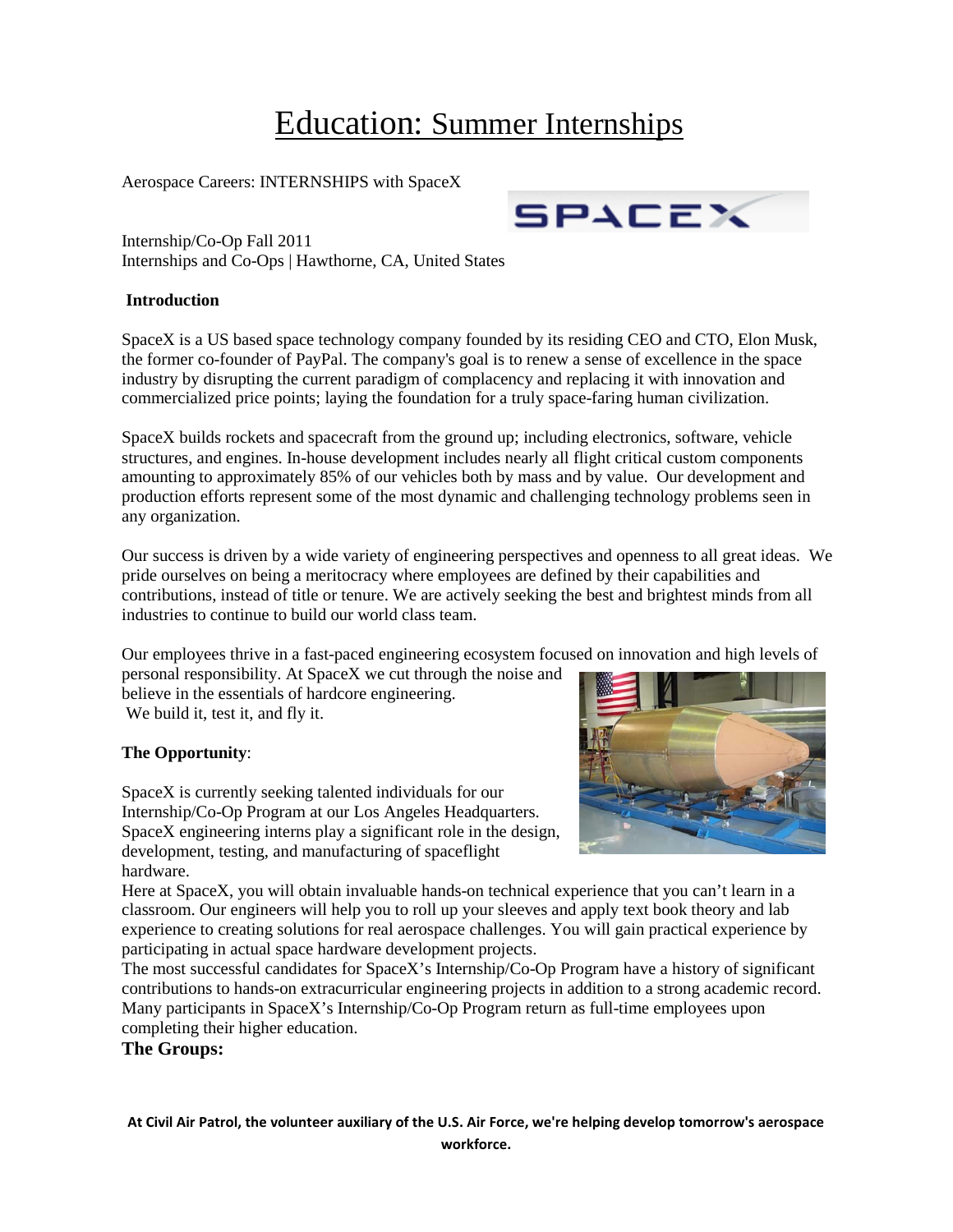# Education: Summer Internships

Aerospace Careers: INTERNSHIPS with SpaceX

Internship/Co-Op Fall 2011
Internships and Co-Ops | Hawthorne, CA, United States

**Introduction**

SpaceX is a US based space technology company founded by its residing CEO and CTO, Elon Musk, the former co-founder of PayPal. The company's goal is to renew a sense of excellence in the space industry by disrupting the current paradigm of complacency and replacing it with innovation and commercialized price points; laying the foundation for a truly space-faring human civilization.

SpaceX builds rockets and spacecraft from the ground up; including electronics, software, vehicle structures, and engines. In-house development includes nearly all flight critical custom components amounting to approximately 85% of our vehicles both by mass and by value. Our development and production efforts represent some of the most dynamic and challenging technology problems seen in any organization.

Our success is driven by a wide variety of engineering perspectives and openness to all great ideas. We pride ourselves on being a meritocracy where employees are defined by their capabilities and contributions, instead of title or tenure. We are actively seeking the best and brightest minds from all industries to continue to build our world class team.

Our employees thrive in a fast-paced engineering ecosystem focused on innovation and high levels of personal responsibility. At SpaceX we cut through the noise and believe in the essentials of hardcore engineering.
We build it, test it, and fly it.

**The Opportunity**:

SpaceX is currently seeking talented individuals for our Internship/Co-Op Program at our Los Angeles Headquarters. SpaceX engineering interns play a significant role in the design, development, testing, and manufacturing of spaceflight hardware.

Here at SpaceX, you will obtain invaluable hands-on technical experience that you can't learn in a classroom. Our engineers will help you to roll up your sleeves and apply text book theory and lab experience to creating solutions for real aerospace challenges. You will gain practical experience by participating in actual space hardware development projects.

The most successful candidates for SpaceX's Internship/Co-Op Program have a history of significant contributions to hands-on extracurricular engineering projects in addition to a strong academic record. Many participants in SpaceX's Internship/Co-Op Program return as full-time employees upon completing their higher education.

**The Groups:**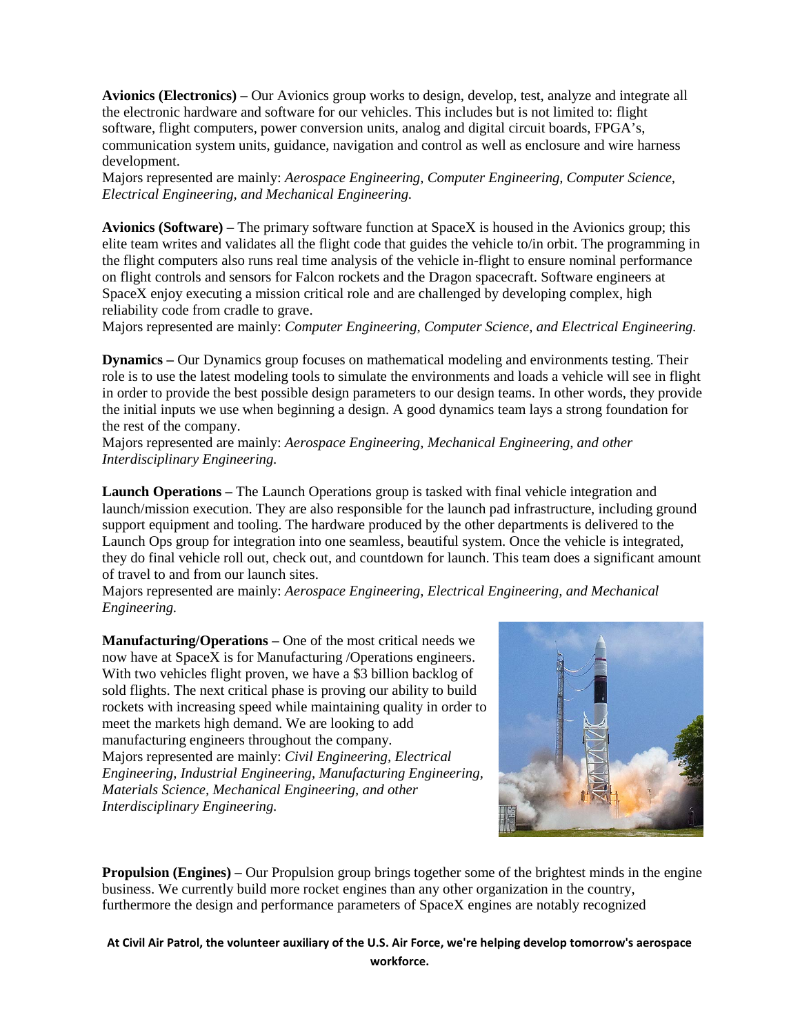**Avionics (Electronics) –** Our Avionics group works to design, develop, test, analyze and integrate all the electronic hardware and software for our vehicles. This includes but is not limited to: flight software, flight computers, power conversion units, analog and digital circuit boards, FPGA's, communication system units, guidance, navigation and control as well as enclosure and wire harness development.
Majors represented are mainly: *Aerospace Engineering, Computer Engineering, Computer Science, Electrical Engineering, and Mechanical Engineering.*

**Avionics (Software) –** The primary software function at SpaceX is housed in the Avionics group; this elite team writes and validates all the flight code that guides the vehicle to/in orbit. The programming in the flight computers also runs real time analysis of the vehicle in-flight to ensure nominal performance on flight controls and sensors for Falcon rockets and the Dragon spacecraft. Software engineers at SpaceX enjoy executing a mission critical role and are challenged by developing complex, high reliability code from cradle to grave.
Majors represented are mainly: *Computer Engineering, Computer Science, and Electrical Engineering.*

**Dynamics –** Our Dynamics group focuses on mathematical modeling and environments testing. Their role is to use the latest modeling tools to simulate the environments and loads a vehicle will see in flight in order to provide the best possible design parameters to our design teams. In other words, they provide the initial inputs we use when beginning a design. A good dynamics team lays a strong foundation for the rest of the company.
Majors represented are mainly: *Aerospace Engineering, Mechanical Engineering, and other Interdisciplinary Engineering.*

**Launch Operations –** The Launch Operations group is tasked with final vehicle integration and launch/mission execution. They are also responsible for the launch pad infrastructure, including ground support equipment and tooling. The hardware produced by the other departments is delivered to the Launch Ops group for integration into one seamless, beautiful system. Once the vehicle is integrated, they do final vehicle roll out, check out, and countdown for launch. This team does a significant amount of travel to and from our launch sites.
Majors represented are mainly: *Aerospace Engineering, Electrical Engineering, and Mechanical Engineering.*

**Manufacturing/Operations –** One of the most critical needs we now have at SpaceX is for Manufacturing /Operations engineers. With two vehicles flight proven, we have a $3 billion backlog of sold flights. The next critical phase is proving our ability to build rockets with increasing speed while maintaining quality in order to meet the markets high demand. We are looking to add manufacturing engineers throughout the company.
Majors represented are mainly: *Civil Engineering, Electrical Engineering, Industrial Engineering, Manufacturing Engineering, Materials Science, Mechanical Engineering, and other Interdisciplinary Engineering.*

**Propulsion (Engines) –** Our Propulsion group brings together some of the brightest minds in the engine business. We currently build more rocket engines than any other organization in the country, furthermore the design and performance parameters of SpaceX engines are notably recognized

**At Civil Air Patrol, the volunteer auxiliary of the U.S. Air Force, we're helping develop tomorrow's aerospace workforce.**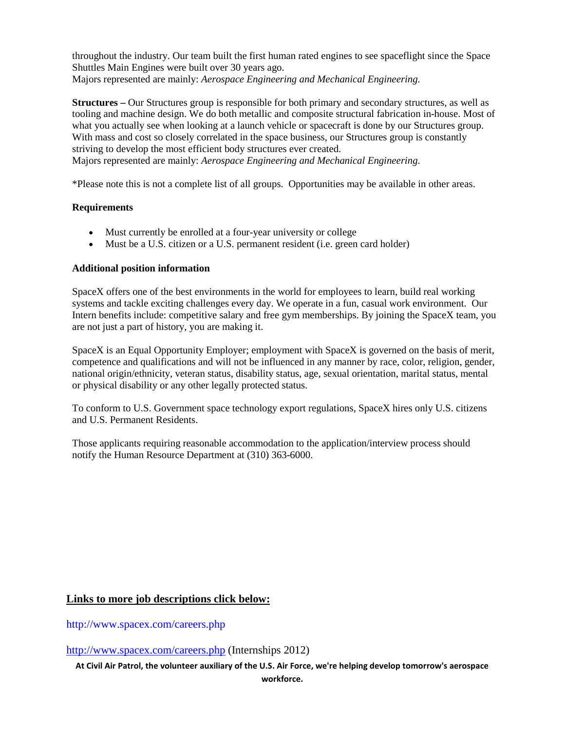throughout the industry. Our team built the first human rated engines to see spaceflight since the Space Shuttles Main Engines were built over 30 years ago.
Majors represented are mainly: *Aerospace Engineering and Mechanical Engineering.*

**Structures –** Our Structures group is responsible for both primary and secondary structures, as well as tooling and machine design. We do both metallic and composite structural fabrication in-house. Most of what you actually see when looking at a launch vehicle or spacecraft is done by our Structures group. With mass and cost so closely correlated in the space business, our Structures group is constantly striving to develop the most efficient body structures ever created.
Majors represented are mainly: *Aerospace Engineering and Mechanical Engineering.*

*Please note this is not a complete list of all groups. Opportunities may be available in other areas.

**Requirements**

- Must currently be enrolled at a four-year university or college
- Must be a U.S. citizen or a U.S. permanent resident (i.e. green card holder)

**Additional position information**

SpaceX offers one of the best environments in the world for employees to learn, build real working systems and tackle exciting challenges every day. We operate in a fun, casual work environment. Our Intern benefits include: competitive salary and free gym memberships. By joining the SpaceX team, you are not just a part of history, you are making it.

SpaceX is an Equal Opportunity Employer; employment with SpaceX is governed on the basis of merit, competence and qualifications and will not be influenced in any manner by race, color, religion, gender, national origin/ethnicity, veteran status, disability status, age, sexual orientation, marital status, mental or physical disability or any other legally protected status.

To conform to U.S. Government space technology export regulations, SpaceX hires only U.S. citizens and U.S. Permanent Residents.

Those applicants requiring reasonable accommodation to the application/interview process should notify the Human Resource Department at (310) 363-6000.

## Links to more job descriptions click below:

http://www.spacex.com/careers.php

http://www.spacex.com/careers.php (Internships 2012)

**At Civil Air Patrol, the volunteer auxiliary of the U.S. Air Force, we're helping develop tomorrow's aerospace workforce.**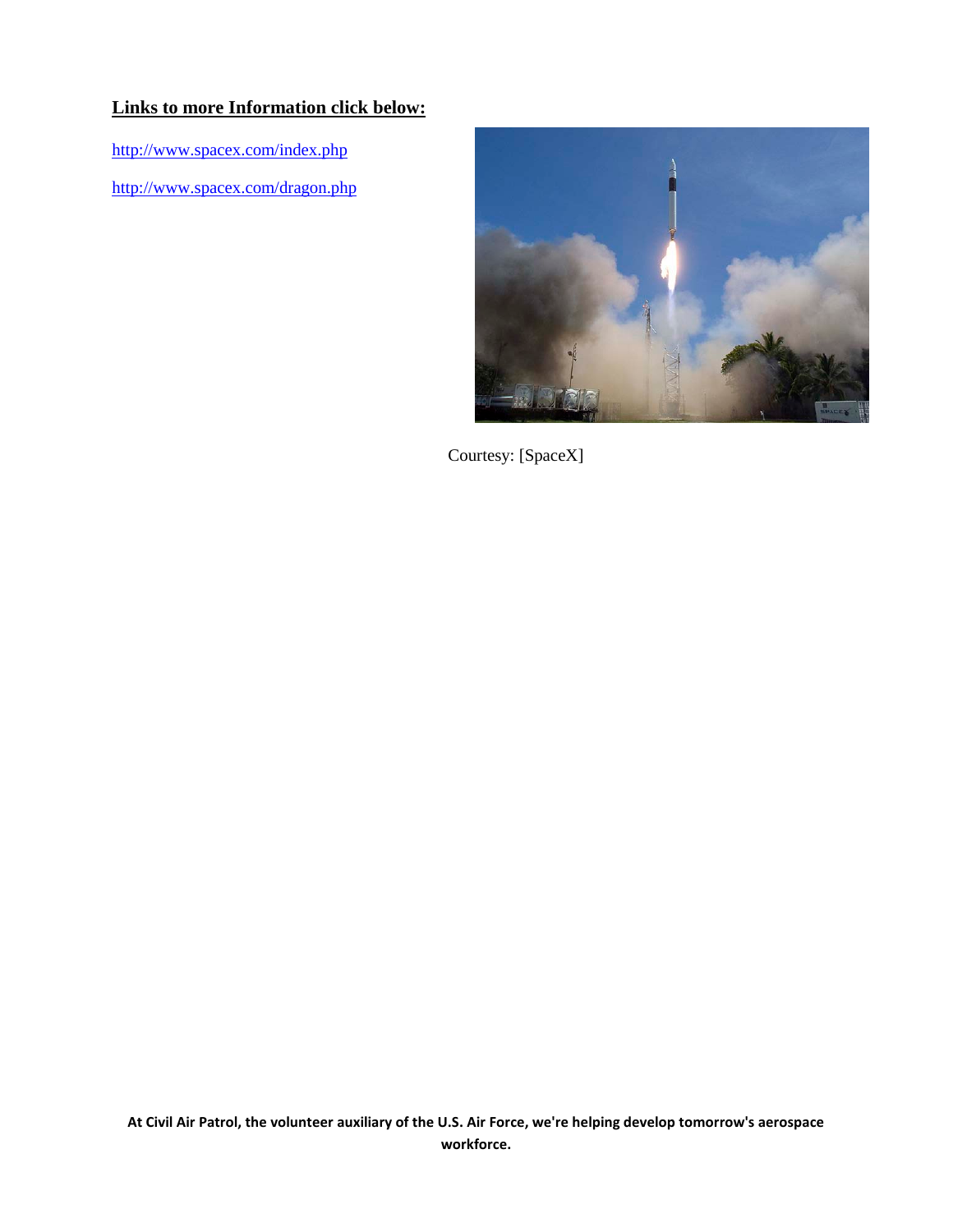**Links to more Information click below:**

http://www.spacex.com/index.php

http://www.spacex.com/dragon.php

Courtesy: [SpaceX]

**At Civil Air Patrol, the volunteer auxiliary of the U.S. Air Force, we're helping develop tomorrow's aerospace workforce.**